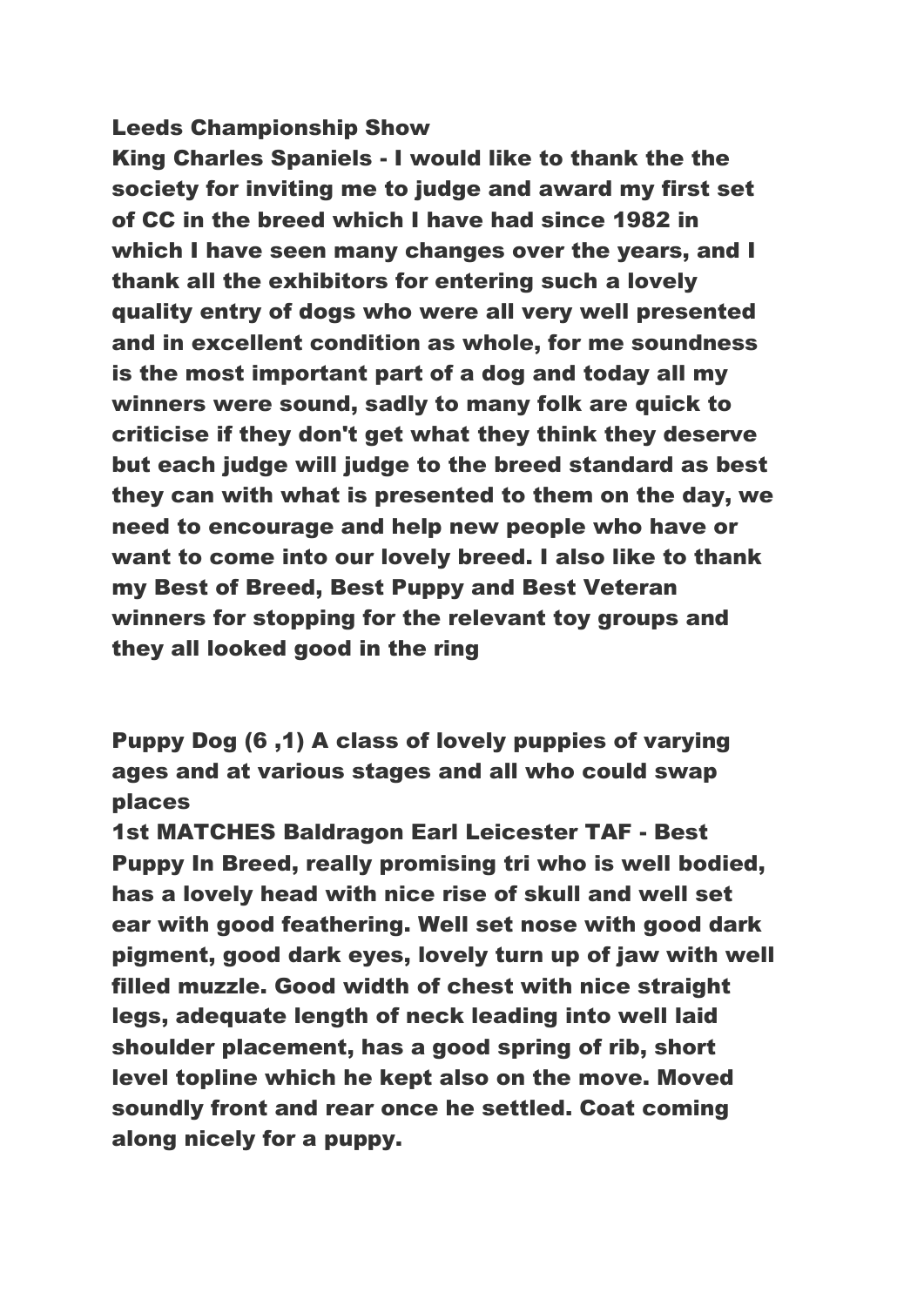**Leeds Championship Show**

**King Charles Spaniels - I would like to thank the the society for inviting me to judge and award my first set of CC in the breed which I have had since 1982 in which I have seen many changes over the years, and I thank all the exhibitors for entering such a lovely quality entry of dogs who were all very well presented and in excellent condition as whole, for me soundness is the most important part of a dog and today all my winners were sound, sadly to many folk are quick to criticise if they don't get what they think they deserve but each judge will judge to the breed standard as best they can with what is presented to them on the day, we need to encourage and help new people who have or want to come into our lovely breed. I also like to thank my Best of Breed, Best Puppy and Best Veteran winners for stopping for the relevant toy groups and they all looked good in the ring**

**Puppy Dog (6 ,1) A class of lovely puppies of varying ages and at various stages and all who could swap places**

**1st MATCHES Baldragon Earl Leicester TAF - Best Puppy In Breed, really promising tri who is well bodied, has a lovely head with nice rise of skull and well set ear with good feathering. Well set nose with good dark pigment, good dark eyes, lovely turn up of jaw with well filled muzzle. Good width of chest with nice straight legs, adequate length of neck leading into well laid shoulder placement, has a good spring of rib, short level topline which he kept also on the move. Moved soundly front and rear once he settled. Coat coming along nicely for a puppy.**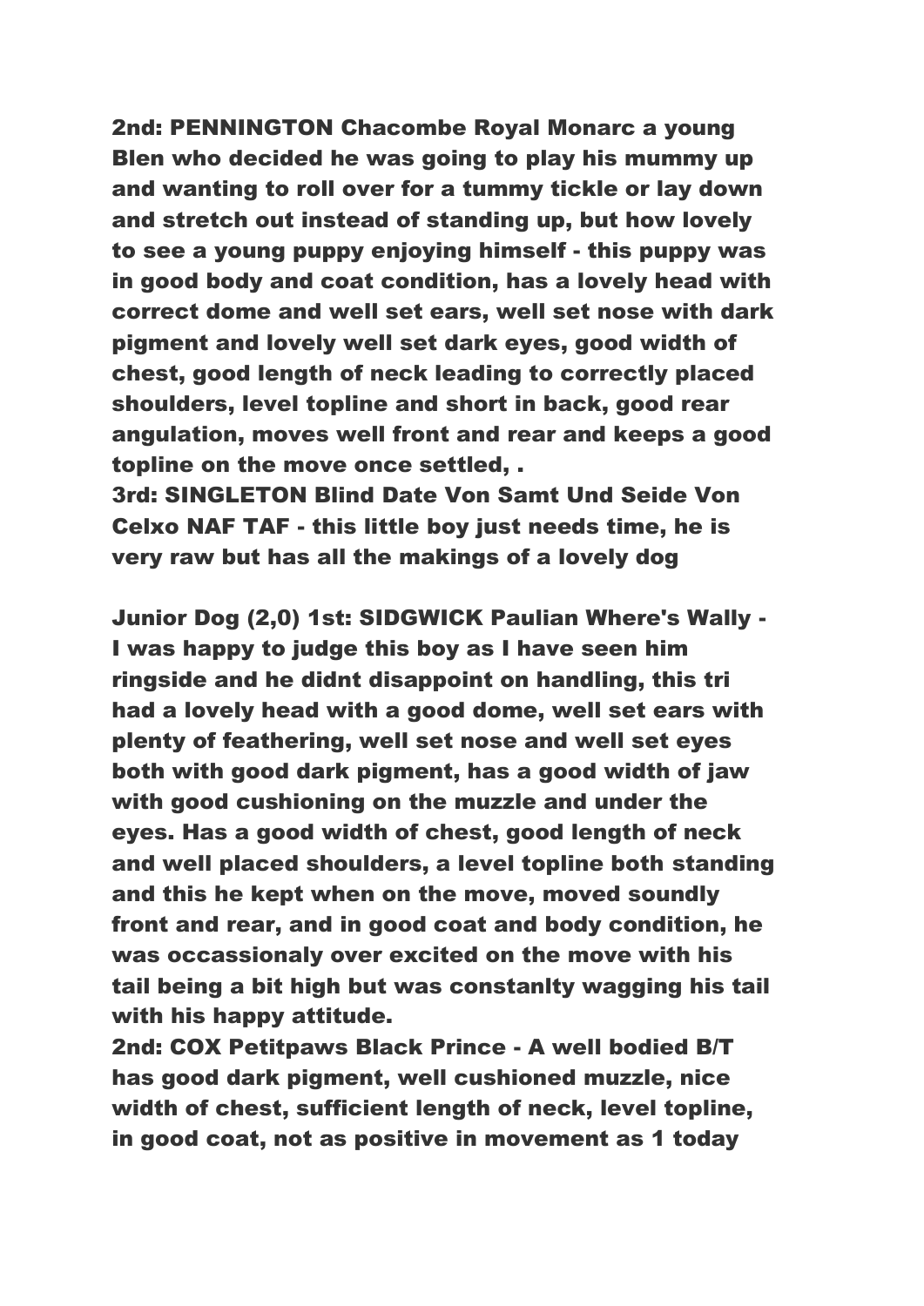2nd: PENNINGTON Chacombe Royal Monarc a young Blen who decided he was going to play his mummy up and wanting to roll over for a tummy tickle or lay down and stretch out instead of standing up, but how lovely to see a young puppy enjoying himself - this puppy was in good body and coat condition, has a lovely head with correct dome and well set ears, well set nose with dark pigment and lovely well set dark eyes, good width of chest, good length of neck leading to correctly placed shoulders, level topline and short in back, good rear angulation, moves well front and rear and keeps a good topline on the move once settled, .
3rd: SINGLETON Blind Date Von Samt Und Seide Von Celxo NAF TAF - this little boy just needs time, he is very raw but has all the makings of a lovely dog

Junior Dog (2,0) 1st: SIDGWICK Paulian Where's Wally - I was happy to judge this boy as I have seen him ringside and he didnt disappoint on handling, this tri had a lovely head with a good dome, well set ears with plenty of feathering, well set nose and well set eyes both with good dark pigment, has a good width of jaw with good cushioning on the muzzle and under the eyes. Has a good width of chest, good length of neck and well placed shoulders, a level topline both standing and this he kept when on the move, moved soundly front and rear, and in good coat and body condition, he was occassionaly over excited on the move with his tail being a bit high but was constanlty wagging his tail with his happy attitude.
2nd: COX Petitpaws Black Prince - A well bodied B/T has good dark pigment, well cushioned muzzle, nice width of chest, sufficient length of neck, level topline, in good coat, not as positive in movement as 1 today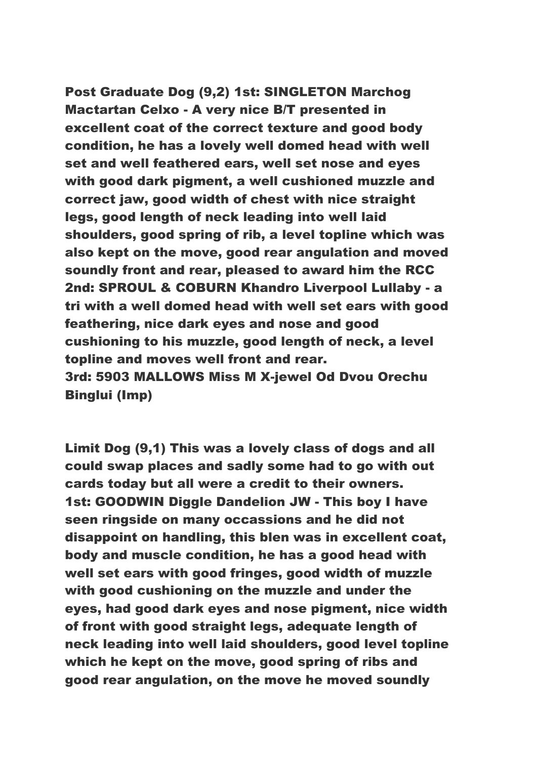**Post Graduate Dog (9,2) 1st: SINGLETON Marchog Mactartan Celxo - A very nice B/T presented in excellent coat of the correct texture and good body condition, he has a lovely well domed head with well set and well feathered ears, well set nose and eyes with good dark pigment, a well cushioned muzzle and correct jaw, good width of chest with nice straight legs, good length of neck leading into well laid shoulders, good spring of rib, a level topline which was also kept on the move, good rear angulation and moved soundly front and rear, pleased to award him the RCC**
**2nd: SPROUL & COBURN Khandro Liverpool Lullaby - a tri with a well domed head with well set ears with good feathering, nice dark eyes and nose and good cushioning to his muzzle, good length of neck, a level topline and moves well front and rear.**
**3rd: 5903 MALLOWS Miss M X-jewel Od Dvou Orechu Binglui (Imp)**

**Limit Dog (9,1) This was a lovely class of dogs and all could swap places and sadly some had to go with out cards today but all were a credit to their owners.**
**1st: GOODWIN Diggle Dandelion JW - This boy I have seen ringside on many occassions and he did not disappoint on handling, this blen was in excellent coat, body and muscle condition, he has a good head with well set ears with good fringes, good width of muzzle with good cushioning on the muzzle and under the eyes, had good dark eyes and nose pigment, nice width of front with good straight legs, adequate length of neck leading into well laid shoulders, good level topline which he kept on the move, good spring of ribs and good rear angulation, on the move he moved soundly**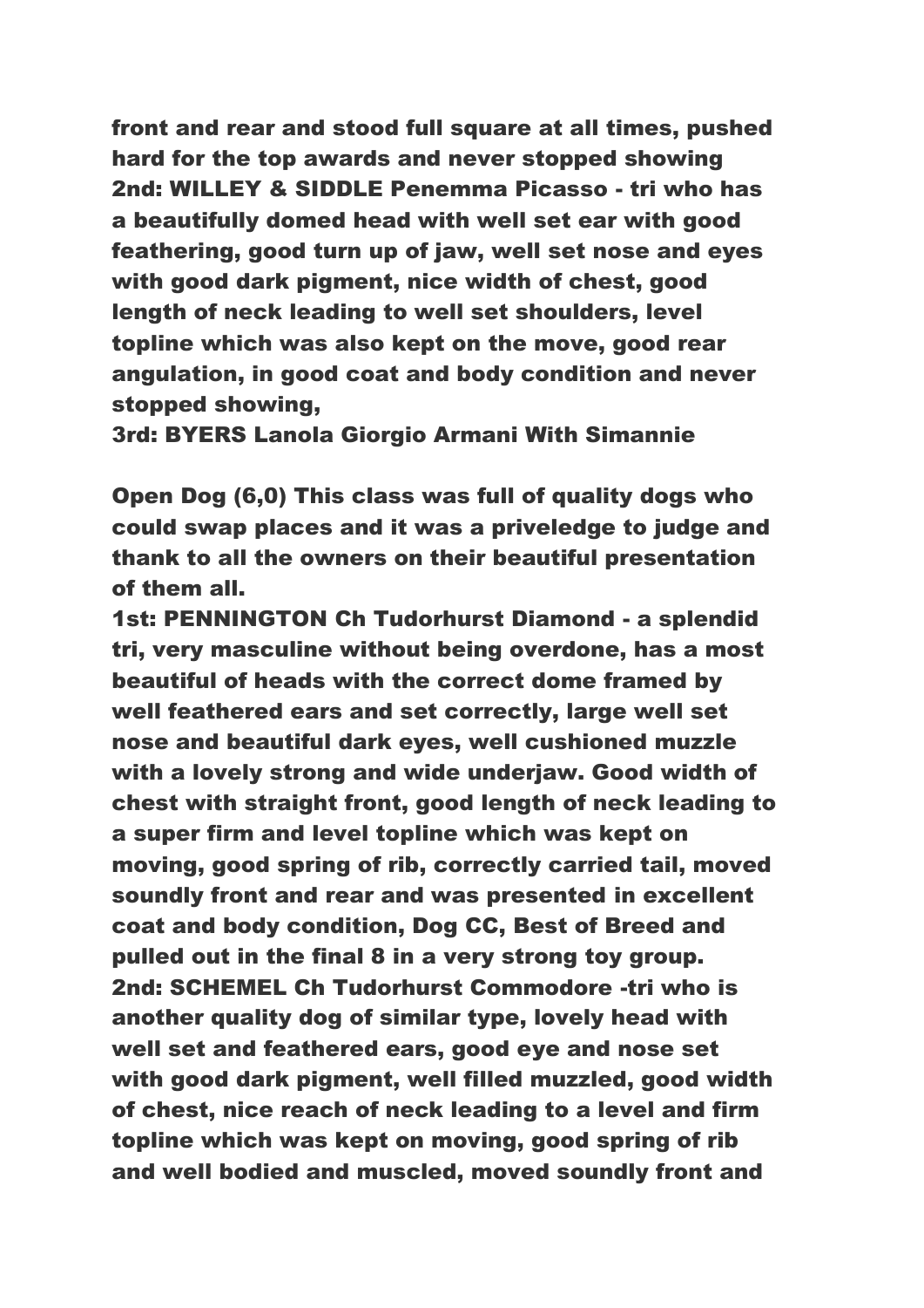**front and rear and stood full square at all times, pushed hard for the top awards and never stopped showing**
**2nd: WILLEY & SIDDLE Penemma Picasso - tri who has a beautifully domed head with well set ear with good feathering, good turn up of jaw, well set nose and eyes with good dark pigment, nice width of chest, good length of neck leading to well set shoulders, level topline which was also kept on the move, good rear angulation, in good coat and body condition and never stopped showing,**
**3rd: BYERS Lanola Giorgio Armani With Simannie**

**Open Dog (6,0) This class was full of quality dogs who could swap places and it was a priveledge to judge and thank to all the owners on their beautiful presentation of them all.**
**1st: PENNINGTON Ch Tudorhurst Diamond - a splendid tri, very masculine without being overdone, has a most beautiful of heads with the correct dome framed by well feathered ears and set correctly, large well set nose and beautiful dark eyes, well cushioned muzzle with a lovely strong and wide underjaw. Good width of chest with straight front, good length of neck leading to a super firm and level topline which was kept on moving, good spring of rib, correctly carried tail, moved soundly front and rear and was presented in excellent coat and body condition, Dog CC, Best of Breed and pulled out in the final 8 in a very strong toy group.**
**2nd: SCHEMEL Ch Tudorhurst Commodore -tri who is another quality dog of similar type, lovely head with well set and feathered ears, good eye and nose set with good dark pigment, well filled muzzled, good width of chest, nice reach of neck leading to a level and firm topline which was kept on moving, good spring of rib and well bodied and muscled, moved soundly front and**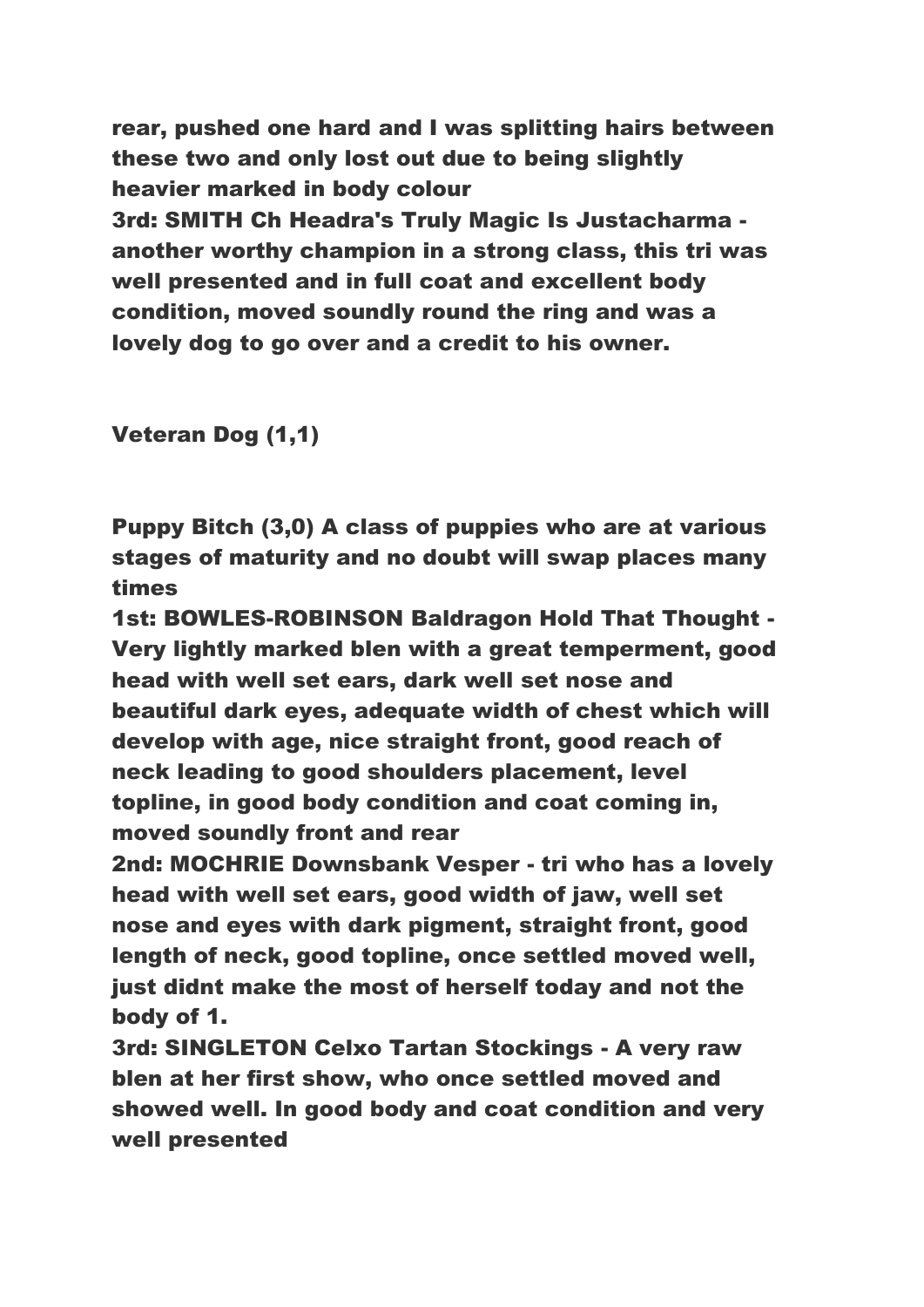**rear, pushed one hard and I was splitting hairs between these two and only lost out due to being slightly heavier marked in body colour**

**3rd: SMITH Ch Headra's Truly Magic Is Justacharma - another worthy champion in a strong class, this tri was well presented and in full coat and excellent body condition, moved soundly round the ring and was a lovely dog to go over and a credit to his owner.**

**Veteran Dog (1,1)**

**Puppy Bitch (3,0) A class of puppies who are at various stages of maturity and no doubt will swap places many times**

**1st: BOWLES-ROBINSON Baldragon Hold That Thought - Very lightly marked blen with a great temperment, good head with well set ears, dark well set nose and beautiful dark eyes, adequate width of chest which will develop with age, nice straight front, good reach of neck leading to good shoulders placement, level topline, in good body condition and coat coming in, moved soundly front and rear**

**2nd: MOCHRIE Downsbank Vesper - tri who has a lovely head with well set ears, good width of jaw, well set nose and eyes with dark pigment, straight front, good length of neck, good topline, once settled moved well, just didnt make the most of herself today and not the body of 1.**

**3rd: SINGLETON Celxo Tartan Stockings - A very raw blen at her first show, who once settled moved and showed well. In good body and coat condition and very well presented**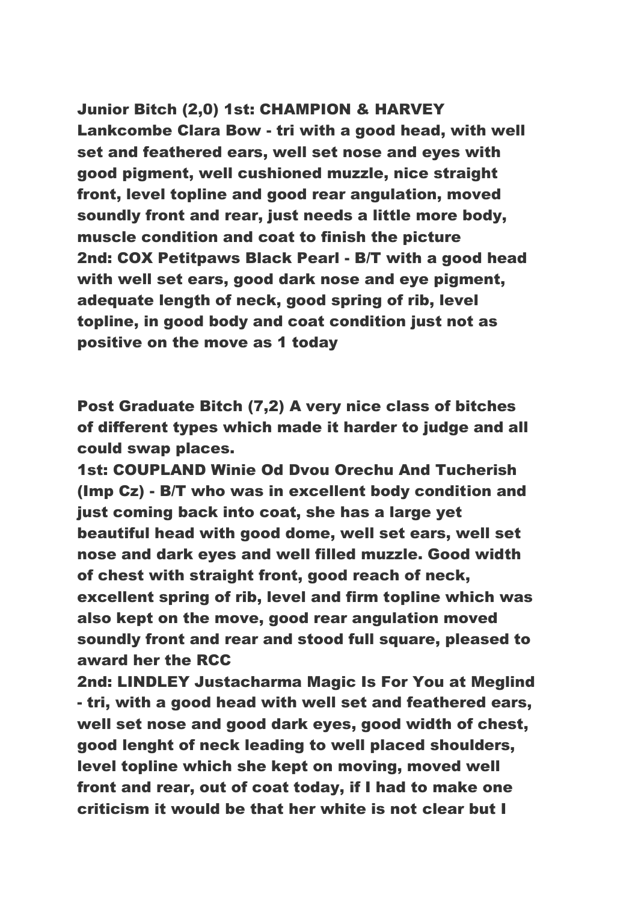**Junior Bitch (2,0) 1st: CHAMPION & HARVEY Lankcombe Clara Bow - tri with a good head, with well set and feathered ears, well set nose and eyes with good pigment, well cushioned muzzle, nice straight front, level topline and good rear angulation, moved soundly front and rear, just needs a little more body, muscle condition and coat to finish the picture**
**2nd: COX Petitpaws Black Pearl - B/T with a good head with well set ears, good dark nose and eye pigment, adequate length of neck, good spring of rib, level topline, in good body and coat condition just not as positive on the move as 1 today**

**Post Graduate Bitch (7,2) A very nice class of bitches of different types which made it harder to judge and all could swap places.**
**1st: COUPLAND Winie Od Dvou Orechu And Tucherish (Imp Cz) - B/T who was in excellent body condition and just coming back into coat, she has a large yet beautiful head with good dome, well set ears, well set nose and dark eyes and well filled muzzle. Good width of chest with straight front, good reach of neck, excellent spring of rib, level and firm topline which was also kept on the move, good rear angulation moved soundly front and rear and stood full square, pleased to award her the RCC**
**2nd: LINDLEY Justacharma Magic Is For You at Meglind - tri, with a good head with well set and feathered ears, well set nose and good dark eyes, good width of chest, good lenght of neck leading to well placed shoulders, level topline which she kept on moving, moved well front and rear, out of coat today, if I had to make one criticism it would be that her white is not clear but I**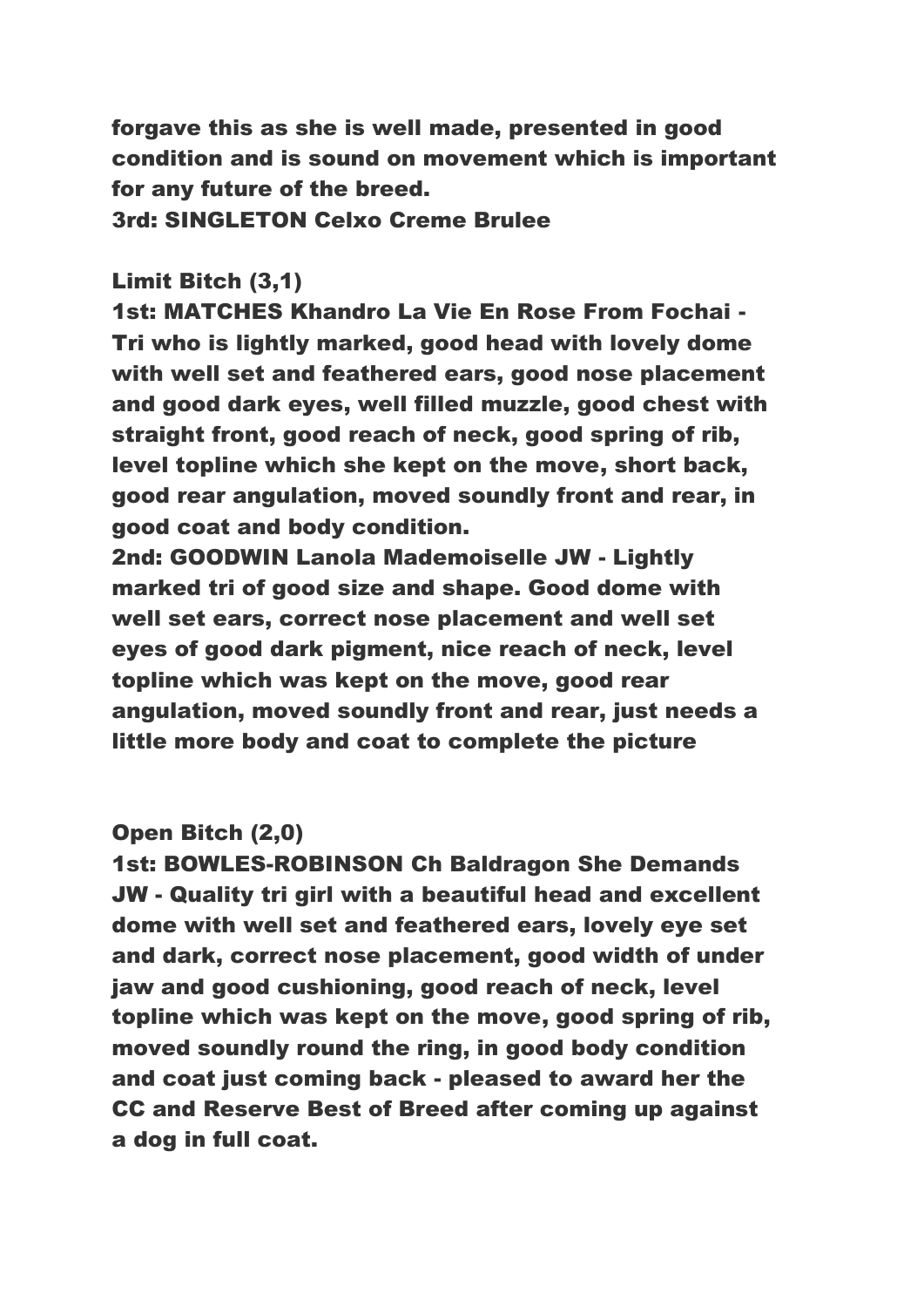**forgave this as she is well made, presented in good condition and is sound on movement which is important for any future of the breed.**
**3rd: SINGLETON Celxo Creme Brulee**

**Limit Bitch (3,1)**
**1st: MATCHES Khandro La Vie En Rose From Fochai - Tri who is lightly marked, good head with lovely dome with well set and feathered ears, good nose placement and good dark eyes, well filled muzzle, good chest with straight front, good reach of neck, good spring of rib, level topline which she kept on the move, short back, good rear angulation, moved soundly front and rear, in good coat and body condition.**
**2nd: GOODWIN Lanola Mademoiselle JW - Lightly marked tri of good size and shape. Good dome with well set ears, correct nose placement and well set eyes of good dark pigment, nice reach of neck, level topline which was kept on the move, good rear angulation, moved soundly front and rear, just needs a little more body and coat to complete the picture**

**Open Bitch (2,0)**
**1st: BOWLES-ROBINSON Ch Baldragon She Demands JW - Quality tri girl with a beautiful head and excellent dome with well set and feathered ears, lovely eye set and dark, correct nose placement, good width of under jaw and good cushioning, good reach of neck, level topline which was kept on the move, good spring of rib, moved soundly round the ring, in good body condition and coat just coming back - pleased to award her the CC and Reserve Best of Breed after coming up against a dog in full coat.**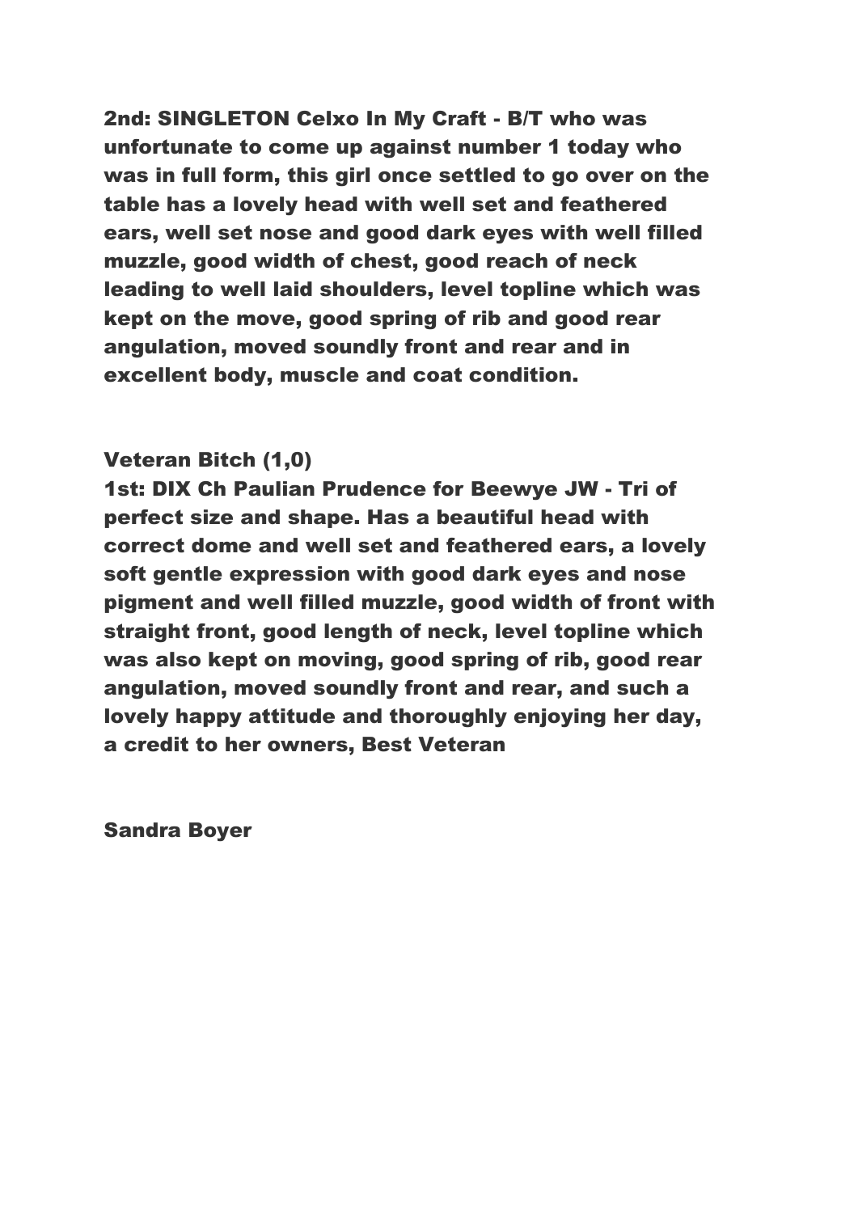**2nd: SINGLETON Celxo In My Craft - B/T who was unfortunate to come up against number 1 today who was in full form, this girl once settled to go over on the table has a lovely head with well set and feathered ears, well set nose and good dark eyes with well filled muzzle, good width of chest, good reach of neck leading to well laid shoulders, level topline which was kept on the move, good spring of rib and good rear angulation, moved soundly front and rear and in excellent body, muscle and coat condition.**

**Veteran Bitch (1,0)**

**1st: DIX Ch Paulian Prudence for Beewye JW - Tri of perfect size and shape. Has a beautiful head with correct dome and well set and feathered ears, a lovely soft gentle expression with good dark eyes and nose pigment and well filled muzzle, good width of front with straight front, good length of neck, level topline which was also kept on moving, good spring of rib, good rear angulation, moved soundly front and rear, and such a lovely happy attitude and thoroughly enjoying her day, a credit to her owners, Best Veteran**

**Sandra Boyer**